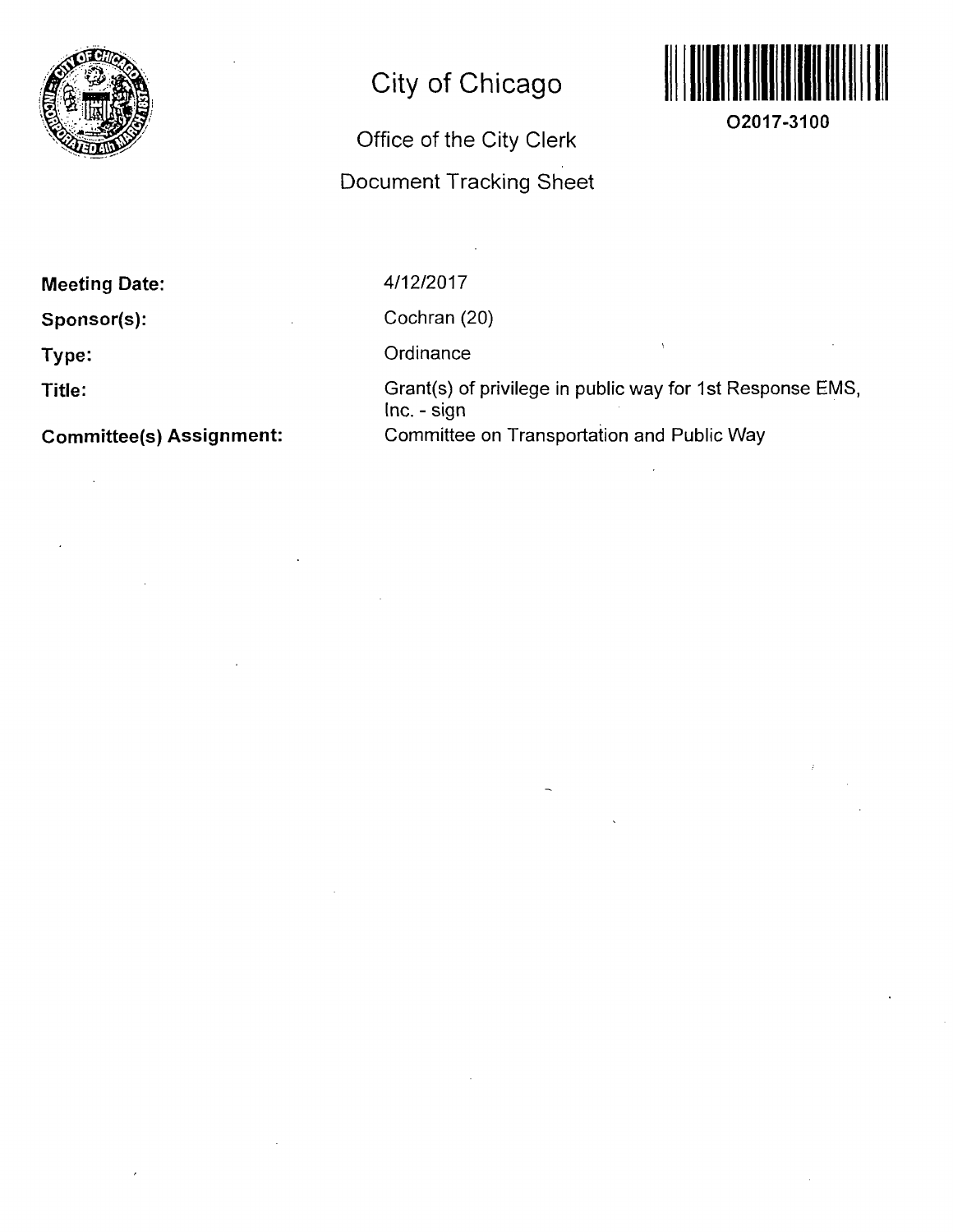# City of Chicago

## Office of the City Clerk

## Document Tracking Sheet

O2017-3100

**Meeting Date:** 4/12/2017

**Sponsor(s):** Cochran (20)

**Type:** Ordinance

**Title:** Grant(s) of privilege in public way for 1st Response EMS, Inc. - sign

**Committee(s) Assignment:** Committee on Transportation and Public Way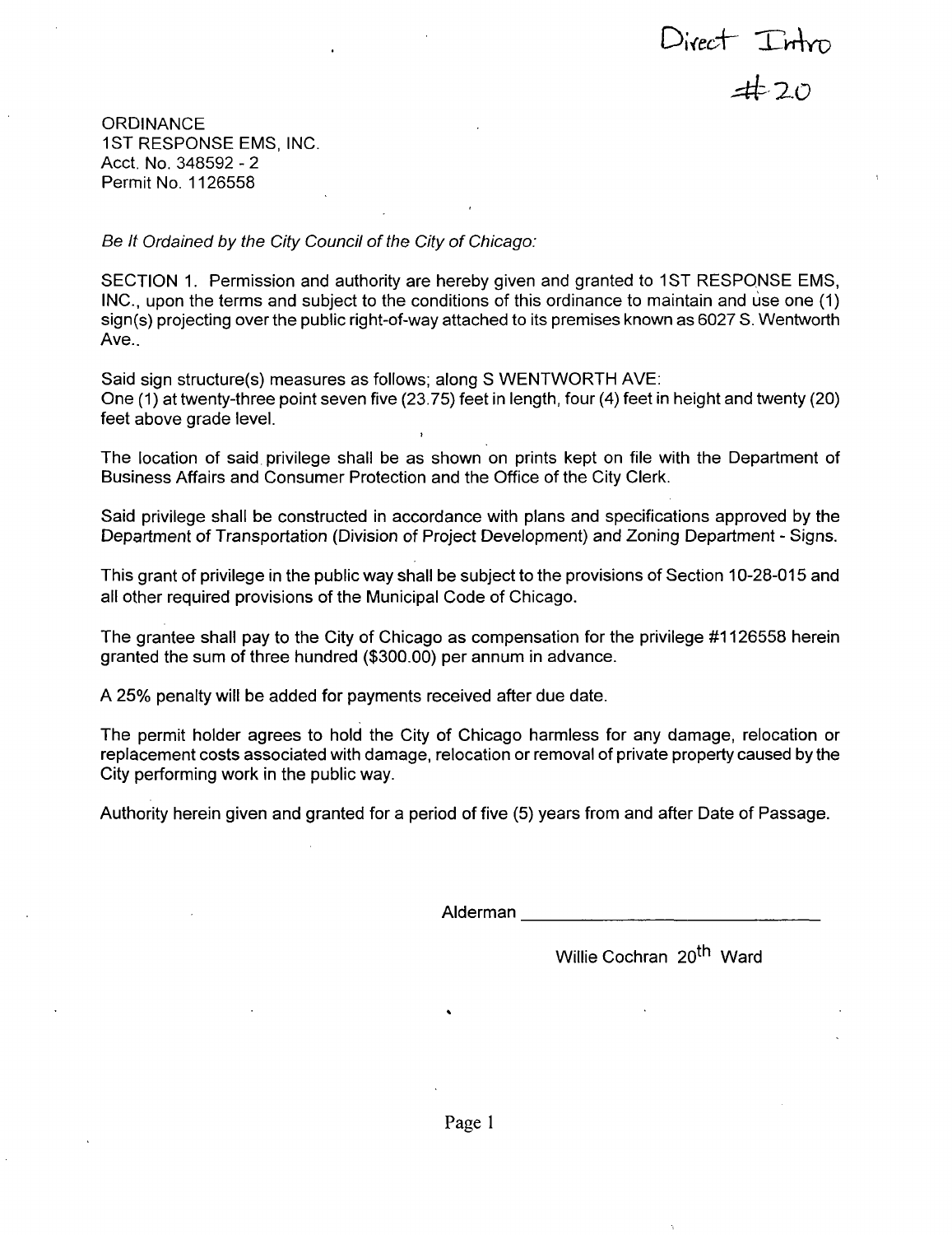Direct Intro
#20

ORDINANCE
1ST RESPONSE EMS, INC.
Acct. No. 348592 - 2
Permit No. 1126558

*Be It Ordained by the City Council of the City of Chicago:*

SECTION 1. Permission and authority are hereby given and granted to 1ST RESPONSE EMS, INC., upon the terms and subject to the conditions of this ordinance to maintain and use one (1) sign(s) projecting over the public right-of-way attached to its premises known as 6027 S. Wentworth Ave..

Said sign structure(s) measures as follows; along S WENTWORTH AVE:
One (1) at twenty-three point seven five (23.75) feet in length, four (4) feet in height and twenty (20) feet above grade level.

The location of said privilege shall be as shown on prints kept on file with the Department of Business Affairs and Consumer Protection and the Office of the City Clerk.

Said privilege shall be constructed in accordance with plans and specifications approved by the Department of Transportation (Division of Project Development) and Zoning Department - Signs.

This grant of privilege in the public way shall be subject to the provisions of Section 10-28-015 and all other required provisions of the Municipal Code of Chicago.

The grantee shall pay to the City of Chicago as compensation for the privilege #1126558 herein granted the sum of three hundred ($300.00) per annum in advance.

A 25% penalty will be added for payments received after due date.

The permit holder agrees to hold the City of Chicago harmless for any damage, relocation or replacement costs associated with damage, relocation or removal of private property caused by the City performing work in the public way.

Authority herein given and granted for a period of five (5) years from and after Date of Passage.

Alderman ______________________________

Willie Cochran 20th Ward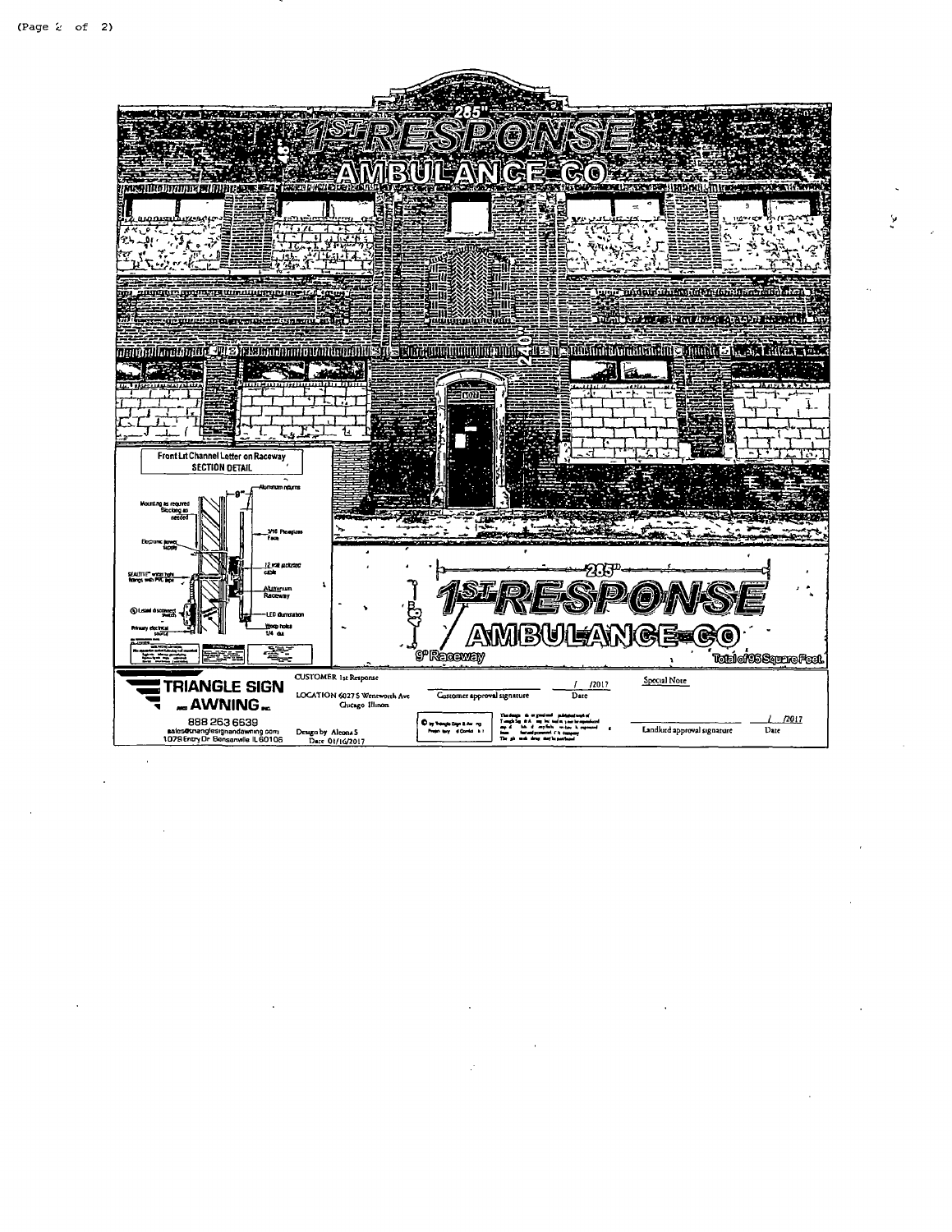285"

1ST RESPONSE

AMBULANCE CO

240"

**Front Lit Channel Letter on Raceway**
**SECTION DETAIL**

- Aluminum returns
- Mounting as required. Blocking as needed
- 3/16 Plexiglass Face
- Electronic power supply
- 12 volt jacketed cable
- SEALTITE water tight fittings with PVC pipe
- Aluminum Raceway
- Listed disconnect switch
- LED illumination
- Primary electrical source
- Weep holes 1/4 dia

285"

1ST RESPONSE

AMBULANCE CO

48"

9" Raceway

Total of 95 Square Feet.

**TRIANGLE SIGN AND AWNING INC.**
888 263 6639
sales@trianglesignandawning.com
1079 Entry Dr Bensenville IL 60106

CUSTOMER 1st Response
LOCATION 6027 S Wentworth Ave Chicago Illinois

Design by Alcona S
Date 01/16/2017

Customer approval signature ___ / /2017 Date

Special Note

Landlord approval signature ___ / /2017 Date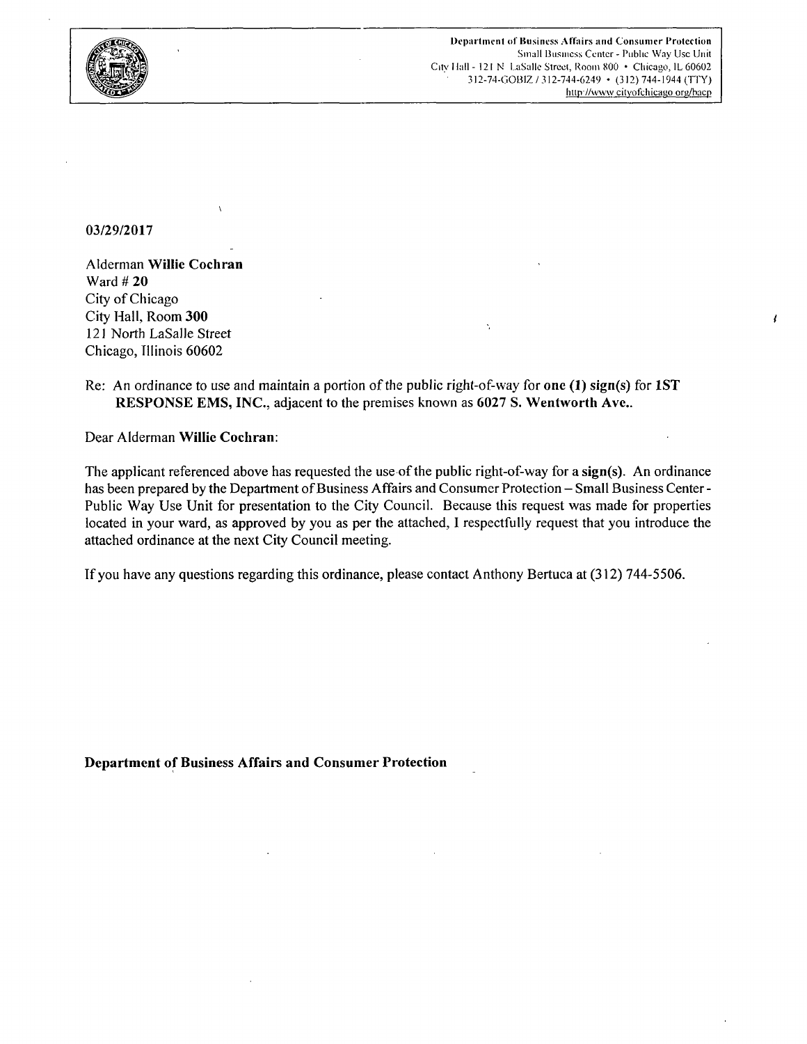**Department of Business Affairs and Consumer Protection**
Small Business Center - Public Way Use Unit
City Hall - 121 N LaSalle Street, Room 800 • Chicago, IL 60602
312-74-GOBIZ / 312-744-6249 • (312) 744-1944 (TTY)
http://www.cityofchicago.org/bacp

**03/29/2017**

Alderman **Willie Cochran**
Ward # **20**
City of Chicago
City Hall, Room **300**
121 North LaSalle Street
Chicago, Illinois 60602

Re: An ordinance to use and maintain a portion of the public right-of-way for **one (1) sign(s)** for **1ST RESPONSE EMS, INC.**, adjacent to the premises known as **6027 S. Wentworth Ave.**.

Dear Alderman **Willie Cochran**:

The applicant referenced above has requested the use of the public right-of-way for a **sign(s)**. An ordinance has been prepared by the Department of Business Affairs and Consumer Protection – Small Business Center - Public Way Use Unit for presentation to the City Council. Because this request was made for properties located in your ward, as approved by you as per the attached, I respectfully request that you introduce the attached ordinance at the next City Council meeting.

If you have any questions regarding this ordinance, please contact Anthony Bertuca at (312) 744-5506.

**Department of Business Affairs and Consumer Protection**